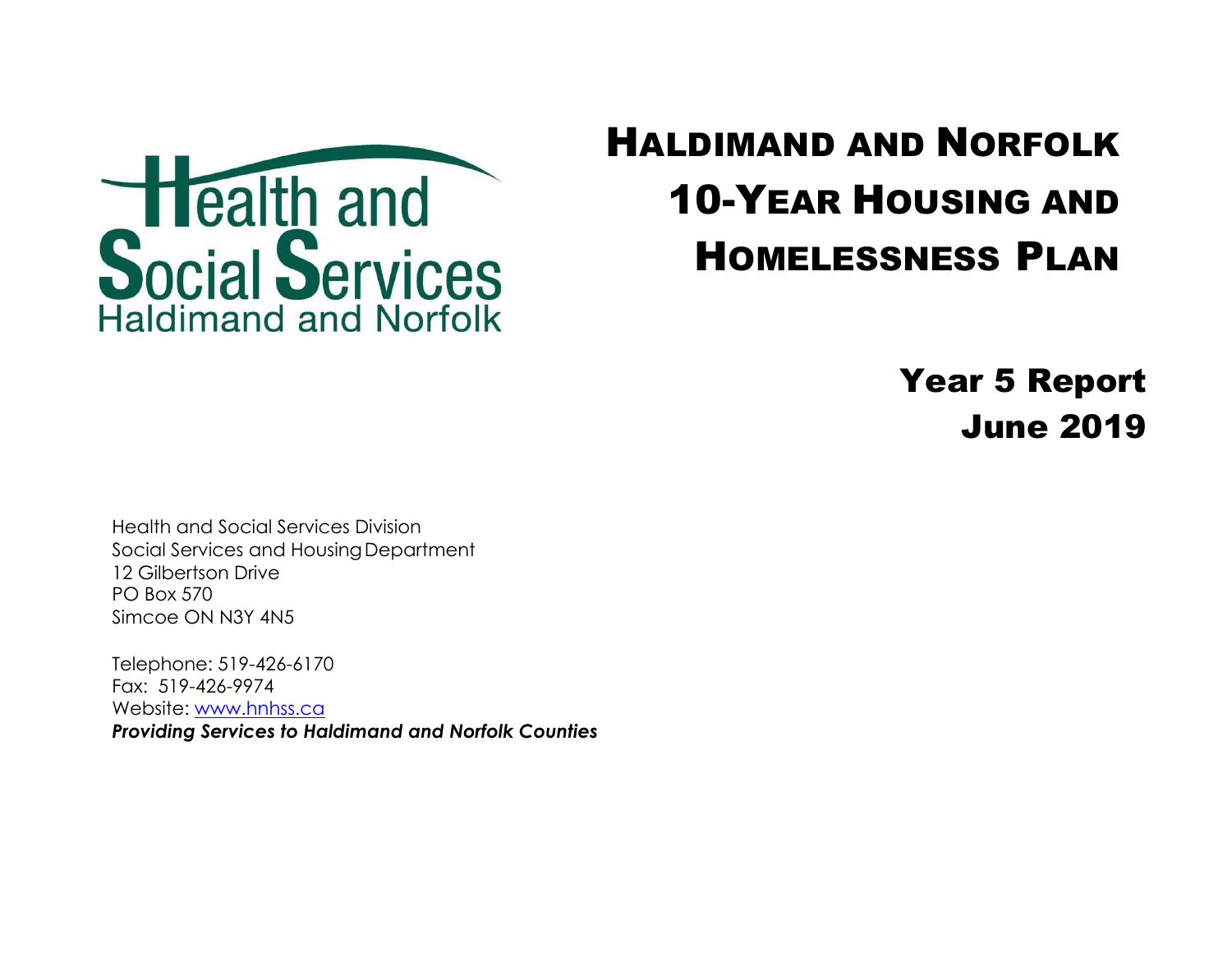Health and Social Services Haldimand and Norfolk

# Haldimand and Norfolk 10-Year Housing and Homelessness Plan

## Year 5 Report
## June 2019

Health and Social Services Division
Social Services and Housing Department
12 Gilbertson Drive
PO Box 570
Simcoe ON N3Y 4N5

Telephone: 519-426-6170
Fax: 519-426-9974
Website: www.hnhss.ca
***Providing Services to Haldimand and Norfolk Counties***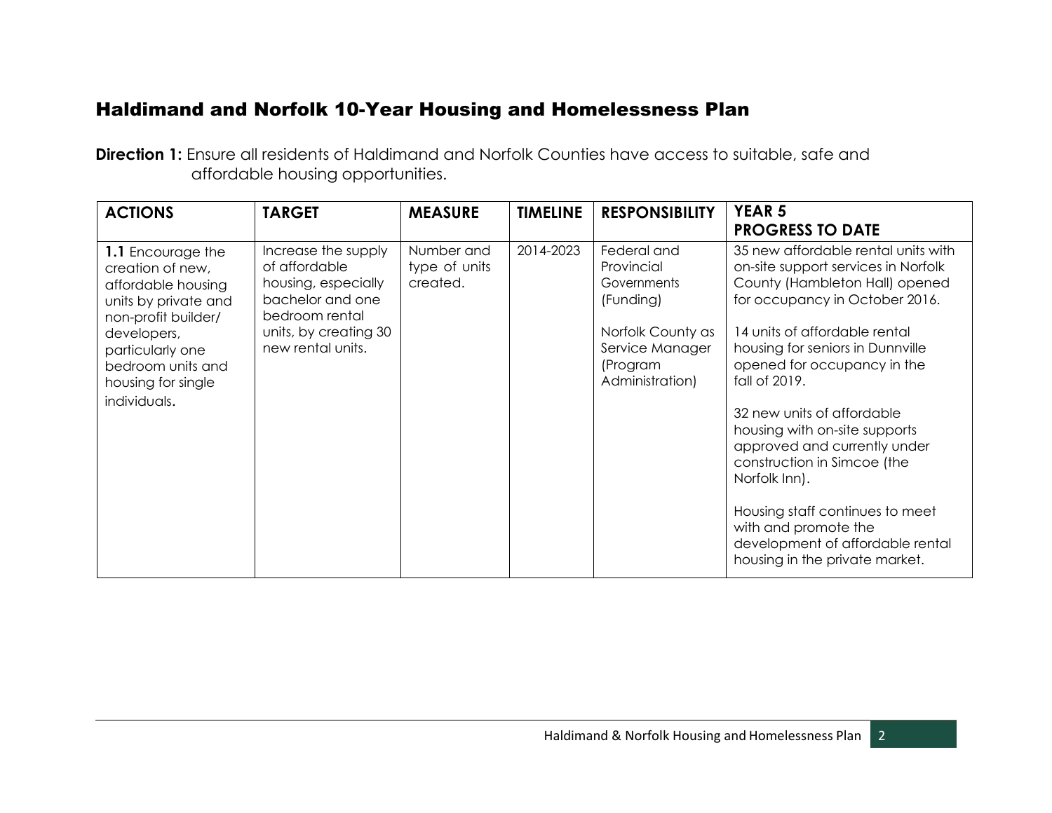## Haldimand and Norfolk 10-Year Housing and Homelessness Plan

**Direction 1:** Ensure all residents of Haldimand and Norfolk Counties have access to suitable, safe and affordable housing opportunities.

| ACTIONS | TARGET | MEASURE | TIMELINE | RESPONSIBILITY | YEAR 5 PROGRESS TO DATE |
|---|---|---|---|---|---|
| **1.1** Encourage the creation of new, affordable housing units by private and non-profit builder/ developers, particularly one bedroom units and housing for single individuals. | Increase the supply of affordable housing, especially bachelor and one bedroom rental units, by creating 30 new rental units. | Number and type of units created. | 2014-2023 | Federal and Provincial Governments (Funding)<br><br>Norfolk County as Service Manager (Program Administration) | 35 new affordable rental units with on-site support services in Norfolk County (Hambleton Hall) opened for occupancy in October 2016.<br><br>14 units of affordable rental housing for seniors in Dunnville opened for occupancy in the fall of 2019.<br><br>32 new units of affordable housing with on-site supports approved and currently under construction in Simcoe (the Norfolk Inn).<br><br>Housing staff continues to meet with and promote the development of affordable rental housing in the private market. |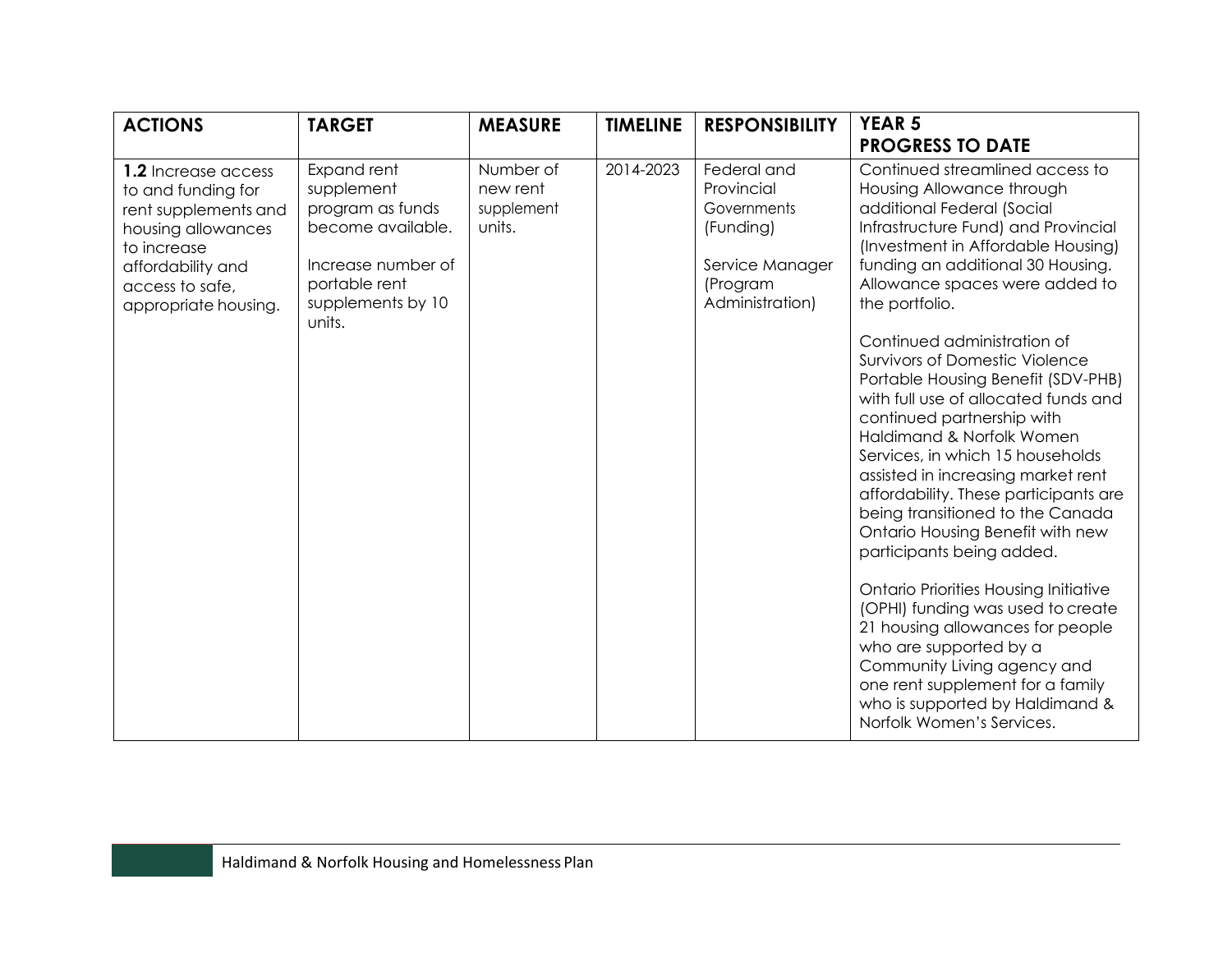| ACTIONS | TARGET | MEASURE | TIMELINE | RESPONSIBILITY | YEAR 5 PROGRESS TO DATE |
|---|---|---|---|---|---|
| **1.2** Increase access to and funding for rent supplements and housing allowances to increase affordability and access to safe, appropriate housing. | Expand rent supplement program as funds become available.<br><br>Increase number of portable rent supplements by 10 units. | Number of new rent supplement units. | 2014-2023 | Federal and Provincial Governments (Funding)<br><br>Service Manager (Program Administration) | Continued streamlined access to Housing Allowance through additional Federal (Social Infrastructure Fund) and Provincial (Investment in Affordable Housing) funding an additional 30 Housing. Allowance spaces were added to the portfolio.<br><br>Continued administration of Survivors of Domestic Violence Portable Housing Benefit (SDV-PHB) with full use of allocated funds and continued partnership with Haldimand & Norfolk Women Services, in which 15 households assisted in increasing market rent affordability. These participants are being transitioned to the Canada Ontario Housing Benefit with new participants being added.<br><br>Ontario Priorities Housing Initiative (OPHI) funding was used to create 21 housing allowances for people who are supported by a Community Living agency and one rent supplement for a family who is supported by Haldimand & Norfolk Women's Services. |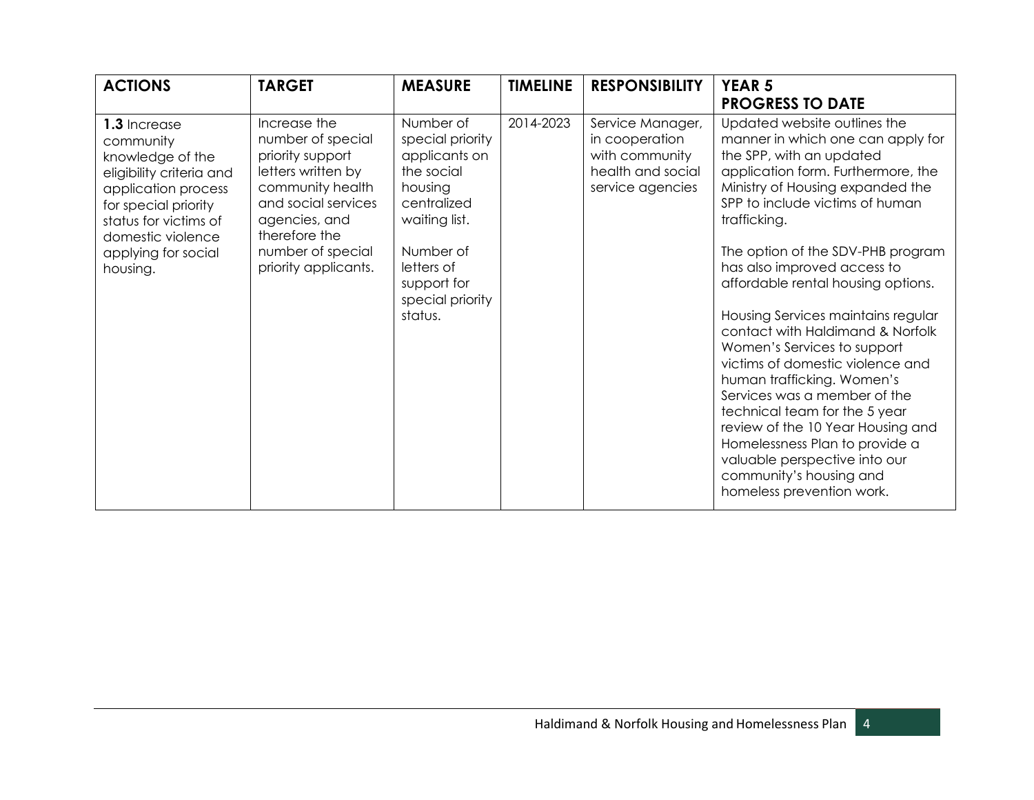| ACTIONS | TARGET | MEASURE | TIMELINE | RESPONSIBILITY | YEAR 5 PROGRESS TO DATE |
|---|---|---|---|---|---|
| **1.3** Increase community knowledge of the eligibility criteria and application process for special priority status for victims of domestic violence applying for social housing. | Increase the number of special priority support letters written by community health and social services agencies, and therefore the number of special priority applicants. | Number of special priority applicants on the social housing centralized waiting list.<br><br>Number of letters of support for special priority status. | 2014-2023 | Service Manager, in cooperation with community health and social service agencies | Updated website outlines the manner in which one can apply for the SPP, with an updated application form. Furthermore, the Ministry of Housing expanded the SPP to include victims of human trafficking.<br><br>The option of the SDV-PHB program has also improved access to affordable rental housing options.<br><br>Housing Services maintains regular contact with Haldimand & Norfolk Women's Services to support victims of domestic violence and human trafficking. Women's Services was a member of the technical team for the 5 year review of the 10 Year Housing and Homelessness Plan to provide a valuable perspective into our community's housing and homeless prevention work. |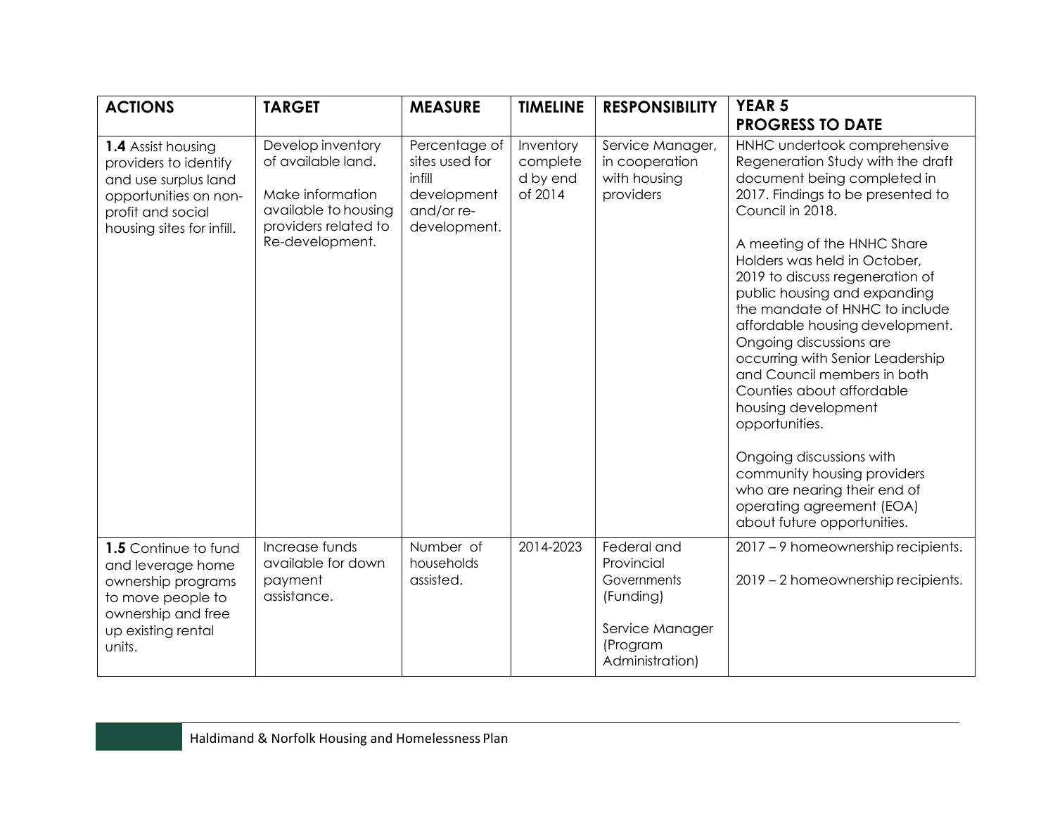| ACTIONS | TARGET | MEASURE | TIMELINE | RESPONSIBILITY | YEAR 5 PROGRESS TO DATE |
|---|---|---|---|---|---|
| **1.4** Assist housing providers to identify and use surplus land opportunities on non-profit and social housing sites for infill. | Develop inventory of available land.<br><br>Make information available to housing providers related to Re-development. | Percentage of sites used for infill development and/or re-development. | Inventory completed by end of 2014 | Service Manager, in cooperation with housing providers | HNHC undertook comprehensive Regeneration Study with the draft document being completed in 2017. Findings to be presented to Council in 2018.<br><br>A meeting of the HNHC Share Holders was held in October, 2019 to discuss regeneration of public housing and expanding the mandate of HNHC to include affordable housing development. Ongoing discussions are occurring with Senior Leadership and Council members in both Counties about affordable housing development opportunities.<br><br>Ongoing discussions with community housing providers who are nearing their end of operating agreement (EOA) about future opportunities. |
| **1.5** Continue to fund and leverage home ownership programs to move people to ownership and free up existing rental units. | Increase funds available for down payment assistance. | Number of households assisted. | 2014-2023 | Federal and Provincial Governments (Funding)<br><br>Service Manager (Program Administration) | 2017 – 9 homeownership recipients.<br><br>2019 – 2 homeownership recipients. |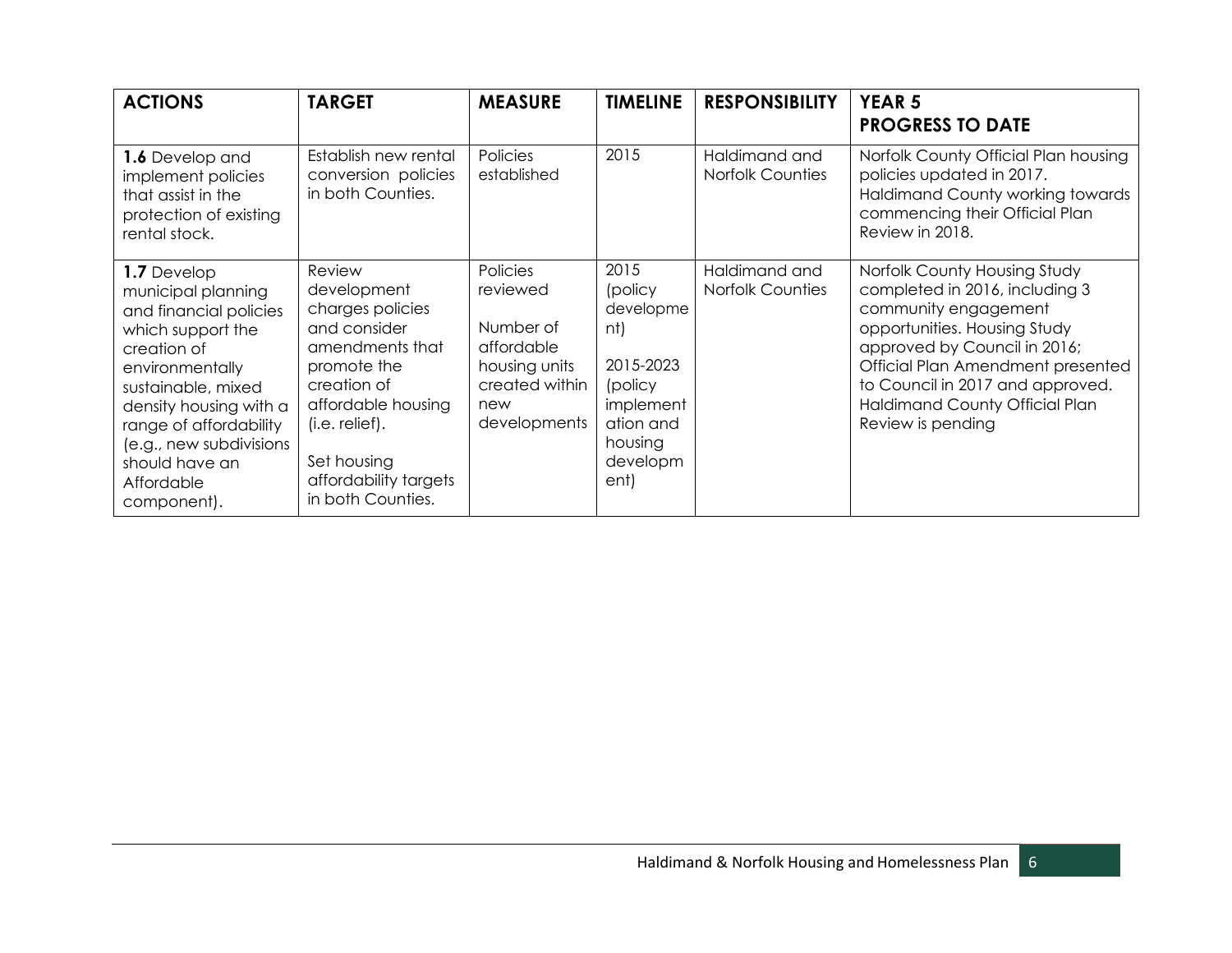| ACTIONS | TARGET | MEASURE | TIMELINE | RESPONSIBILITY | YEAR 5 PROGRESS TO DATE |
|---|---|---|---|---|---|
| **1.6** Develop and implement policies that assist in the protection of existing rental stock. | Establish new rental conversion policies in both Counties. | Policies established | 2015 | Haldimand and Norfolk Counties | Norfolk County Official Plan housing policies updated in 2017. Haldimand County working towards commencing their Official Plan Review in 2018. |
| **1.7** Develop municipal planning and financial policies which support the creation of environmentally sustainable, mixed density housing with a range of affordability (e.g., new subdivisions should have an Affordable component). | Review development charges policies and consider amendments that promote the creation of affordable housing (i.e. relief).<br><br>Set housing affordability targets in both Counties. | Policies reviewed<br><br>Number of affordable housing units created within new developments | 2015 (policy development)<br><br>2015-2023 (policy implementation and housing development) | Haldimand and Norfolk Counties | Norfolk County Housing Study completed in 2016, including 3 community engagement opportunities. Housing Study approved by Council in 2016; Official Plan Amendment presented to Council in 2017 and approved. Haldimand County Official Plan Review is pending |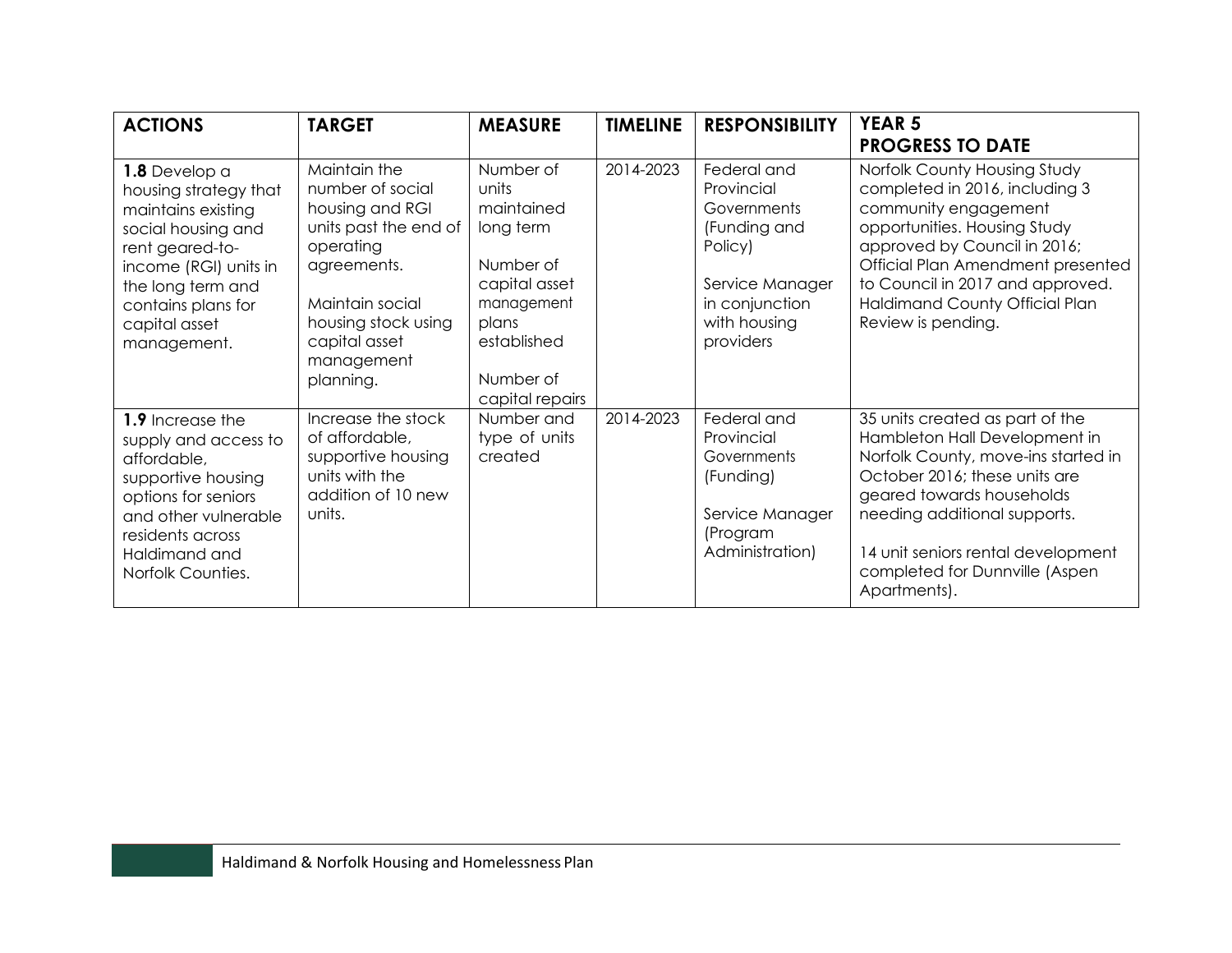| ACTIONS | TARGET | MEASURE | TIMELINE | RESPONSIBILITY | YEAR 5 PROGRESS TO DATE |
|---|---|---|---|---|---|
| **1.8** Develop a housing strategy that maintains existing social housing and rent geared-to-income (RGI) units in the long term and contains plans for capital asset management. | Maintain the number of social housing and RGI units past the end of operating agreements.<br><br>Maintain social housing stock using capital asset management planning. | Number of units maintained long term<br><br>Number of capital asset management plans established<br><br>Number of capital repairs | 2014-2023 | Federal and Provincial Governments (Funding and Policy)<br><br>Service Manager in conjunction with housing providers | Norfolk County Housing Study completed in 2016, including 3 community engagement opportunities. Housing Study approved by Council in 2016; Official Plan Amendment presented to Council in 2017 and approved. Haldimand County Official Plan Review is pending. |
| **1.9** Increase the supply and access to affordable, supportive housing options for seniors and other vulnerable residents across Haldimand and Norfolk Counties. | Increase the stock of affordable, supportive housing units with the addition of 10 new units. | Number and type of units created | 2014-2023 | Federal and Provincial Governments (Funding)<br><br>Service Manager (Program Administration) | 35 units created as part of the Hambleton Hall Development in Norfolk County, move-ins started in October 2016; these units are geared towards households needing additional supports.<br><br>14 unit seniors rental development completed for Dunnville (Aspen Apartments). |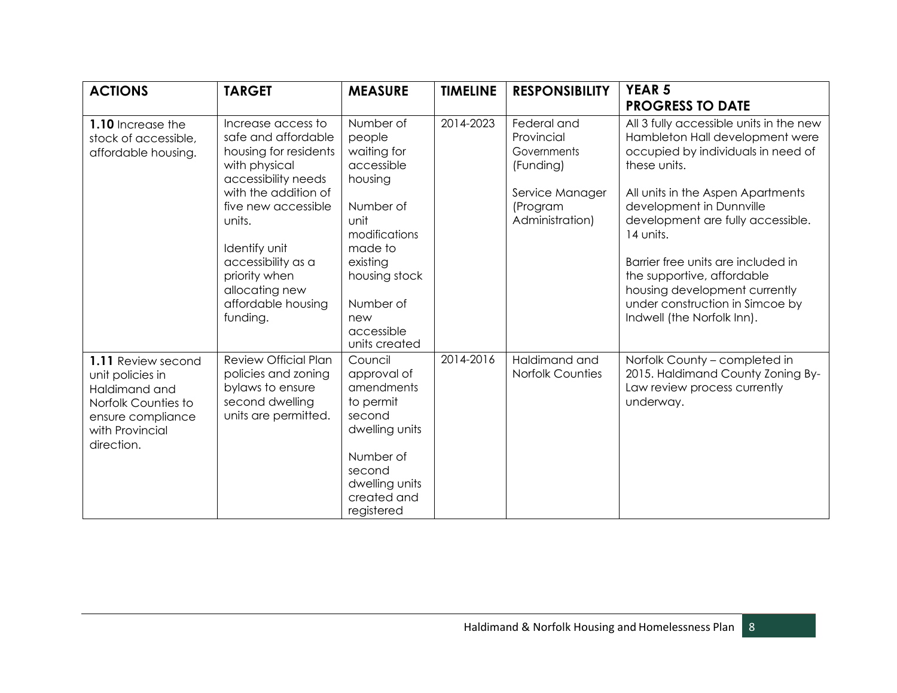| ACTIONS | TARGET | MEASURE | TIMELINE | RESPONSIBILITY | YEAR 5 PROGRESS TO DATE |
|---|---|---|---|---|---|
| **1.10** Increase the stock of accessible, affordable housing. | Increase access to safe and affordable housing for residents with physical accessibility needs with the addition of five new accessible units.<br><br>Identify unit accessibility as a priority when allocating new affordable housing funding. | Number of people waiting for accessible housing<br><br>Number of unit modifications made to existing housing stock<br><br>Number of new accessible units created | 2014-2023 | Federal and Provincial Governments (Funding)<br><br>Service Manager (Program Administration) | All 3 fully accessible units in the new Hambleton Hall development were occupied by individuals in need of these units.<br><br>All units in the Aspen Apartments development in Dunnville development are fully accessible. 14 units.<br><br>Barrier free units are included in the supportive, affordable housing development currently under construction in Simcoe by Indwell (the Norfolk Inn). |
| **1.11** Review second unit policies in Haldimand and Norfolk Counties to ensure compliance with Provincial direction. | Review Official Plan policies and zoning bylaws to ensure second dwelling units are permitted. | Council approval of amendments to permit second dwelling units<br><br>Number of second dwelling units created and registered | 2014-2016 | Haldimand and Norfolk Counties | Norfolk County – completed in 2015. Haldimand County Zoning By-Law review process currently underway. |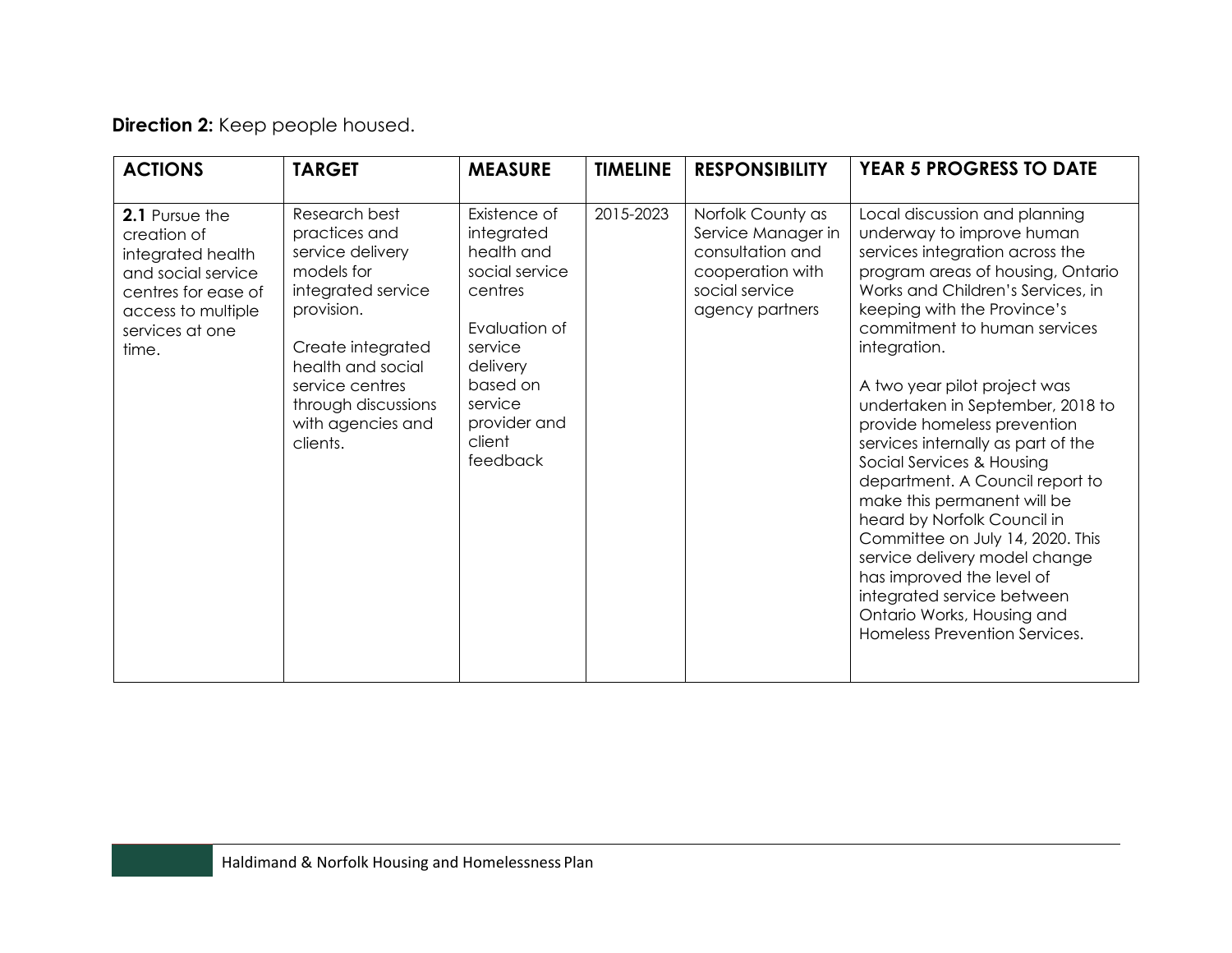**Direction 2:** Keep people housed.

| ACTIONS | TARGET | MEASURE | TIMELINE | RESPONSIBILITY | YEAR 5 PROGRESS TO DATE |
|---|---|---|---|---|---|
| **2.1** Pursue the creation of integrated health and social service centres for ease of access to multiple services at one time. | Research best practices and service delivery models for integrated service provision.<br><br>Create integrated health and social service centres through discussions with agencies and clients. | Existence of integrated health and social service centres<br><br>Evaluation of service delivery based on service provider and client feedback | 2015-2023 | Norfolk County as Service Manager in consultation and cooperation with social service agency partners | Local discussion and planning underway to improve human services integration across the program areas of housing, Ontario Works and Children's Services, in keeping with the Province's commitment to human services integration.<br><br>A two year pilot project was undertaken in September, 2018 to provide homeless prevention services internally as part of the Social Services & Housing department. A Council report to make this permanent will be heard by Norfolk Council in Committee on July 14, 2020. This service delivery model change has improved the level of integrated service between Ontario Works, Housing and Homeless Prevention Services. |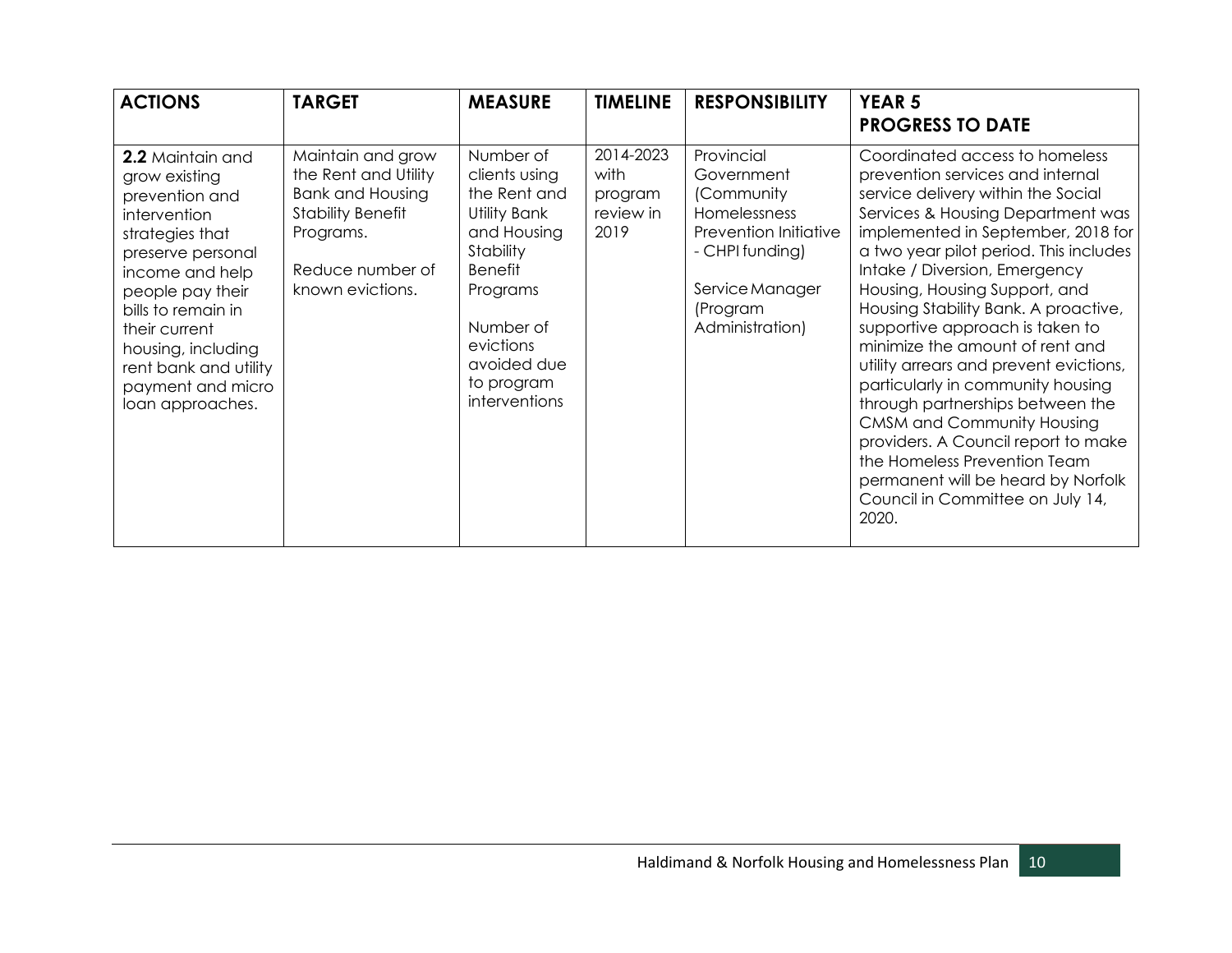| ACTIONS | TARGET | MEASURE | TIMELINE | RESPONSIBILITY | YEAR 5 PROGRESS TO DATE |
|---|---|---|---|---|---|
| **2.2** Maintain and grow existing prevention and intervention strategies that preserve personal income and help people pay their bills to remain in their current housing, including rent bank and utility payment and micro loan approaches. | Maintain and grow the Rent and Utility Bank and Housing Stability Benefit Programs.<br><br>Reduce number of known evictions. | Number of clients using the Rent and Utility Bank and Housing Stability Benefit Programs<br><br>Number of evictions avoided due to program interventions | 2014-2023 with program review in 2019 | Provincial Government (Community Homelessness Prevention Initiative - CHPI funding)<br><br>Service Manager (Program Administration) | Coordinated access to homeless prevention services and internal service delivery within the Social Services & Housing Department was implemented in September, 2018 for a two year pilot period. This includes Intake / Diversion, Emergency Housing, Housing Support, and Housing Stability Bank. A proactive, supportive approach is taken to minimize the amount of rent and utility arrears and prevent evictions, particularly in community housing through partnerships between the CMSM and Community Housing providers. A Council report to make the Homeless Prevention Team permanent will be heard by Norfolk Council in Committee on July 14, 2020. |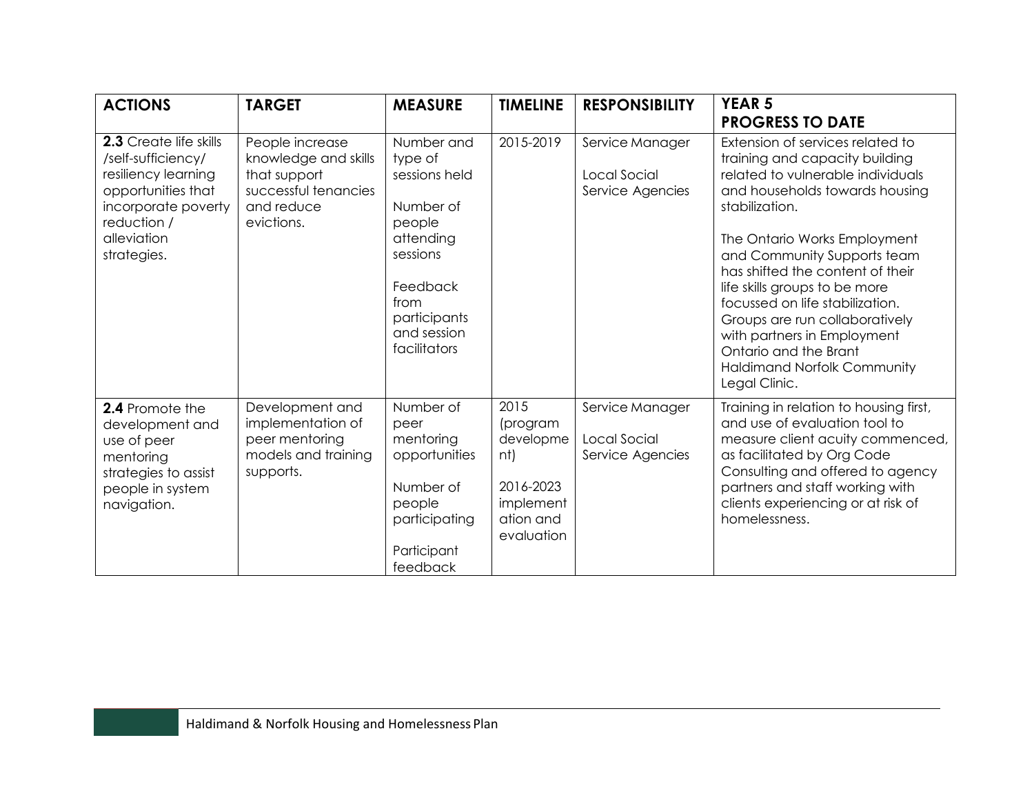| ACTIONS | TARGET | MEASURE | TIMELINE | RESPONSIBILITY | YEAR 5 PROGRESS TO DATE |
|---|---|---|---|---|---|
| **2.3** Create life skills /self-sufficiency/ resiliency learning opportunities that incorporate poverty reduction / alleviation strategies. | People increase knowledge and skills that support successful tenancies and reduce evictions. | Number and type of sessions held<br><br>Number of people attending sessions<br><br>Feedback from participants and session facilitators | 2015-2019 | Service Manager<br><br>Local Social Service Agencies | Extension of services related to training and capacity building related to vulnerable individuals and households towards housing stabilization.<br><br>The Ontario Works Employment and Community Supports team has shifted the content of their life skills groups to be more focussed on life stabilization. Groups are run collaboratively with partners in Employment Ontario and the Brant Haldimand Norfolk Community Legal Clinic. |
| **2.4** Promote the development and use of peer mentoring strategies to assist people in system navigation. | Development and implementation of peer mentoring models and training supports. | Number of peer mentoring opportunities<br><br>Number of people participating<br><br>Participant feedback | 2015 (program development)<br><br>2016-2023 implementation and evaluation | Service Manager<br><br>Local Social Service Agencies | Training in relation to housing first, and use of evaluation tool to measure client acuity commenced, as facilitated by Org Code Consulting and offered to agency partners and staff working with clients experiencing or at risk of homelessness. |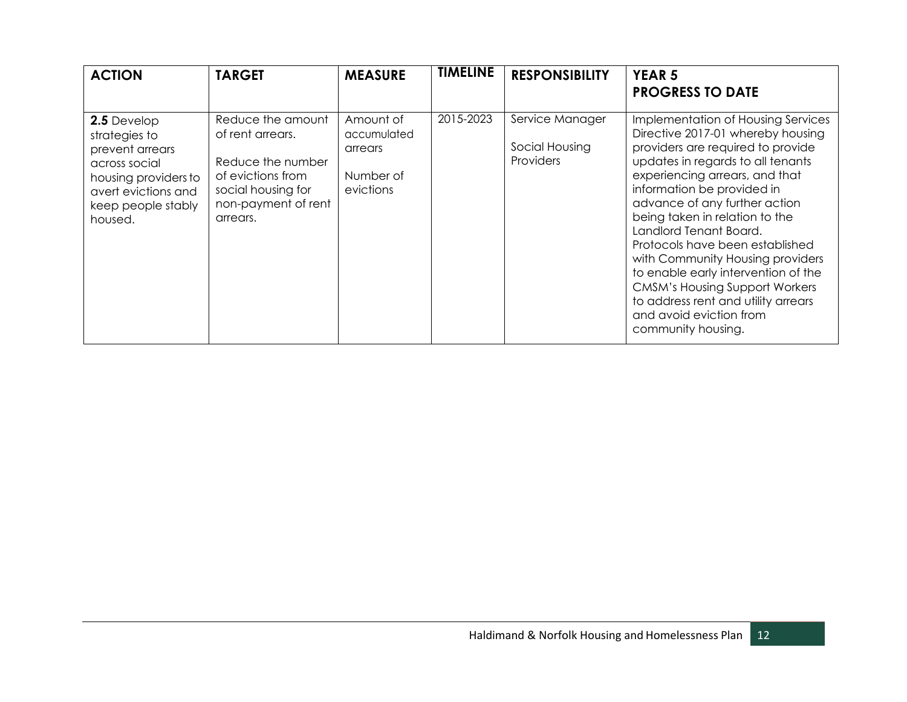| ACTION | TARGET | MEASURE | TIMELINE | RESPONSIBILITY | YEAR 5 PROGRESS TO DATE |
|---|---|---|---|---|---|
| **2.5** Develop strategies to prevent arrears across social housing providers to avert evictions and keep people stably housed. | Reduce the amount of rent arrears.<br><br>Reduce the number of evictions from social housing for non-payment of rent arrears. | Amount of accumulated arrears<br><br>Number of evictions | 2015-2023 | Service Manager<br><br>Social Housing Providers | Implementation of Housing Services Directive 2017-01 whereby housing providers are required to provide updates in regards to all tenants experiencing arrears, and that information be provided in advance of any further action being taken in relation to the Landlord Tenant Board. Protocols have been established with Community Housing providers to enable early intervention of the CMSM's Housing Support Workers to address rent and utility arrears and avoid eviction from community housing. |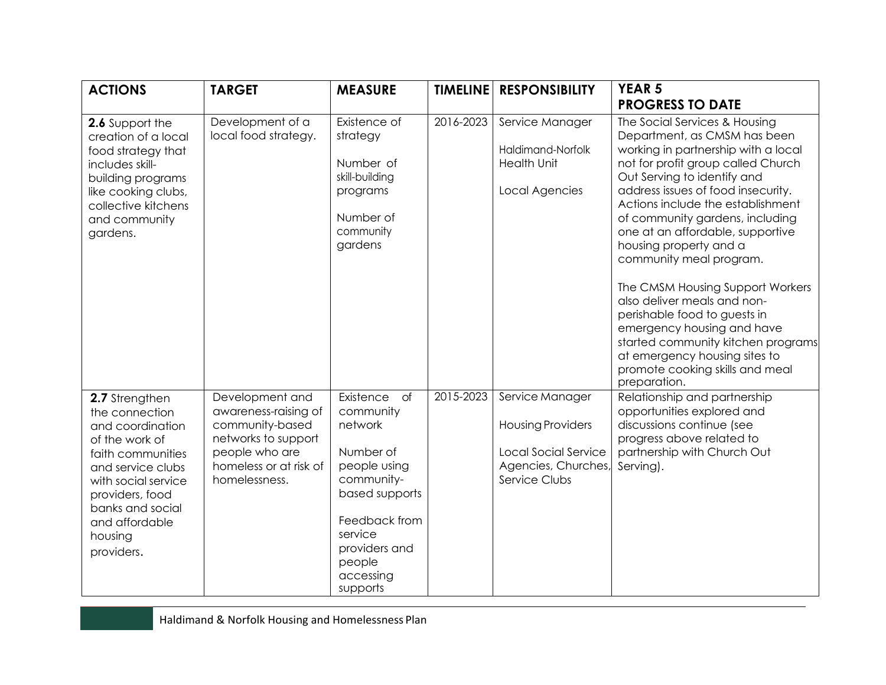| ACTIONS | TARGET | MEASURE | TIMELINE | RESPONSIBILITY | YEAR 5 PROGRESS TO DATE |
|---|---|---|---|---|---|
| **2.6** Support the creation of a local food strategy that includes skill-building programs like cooking clubs, collective kitchens and community gardens. | Development of a local food strategy. | Existence of strategy<br><br>Number of skill-building programs<br><br>Number of community gardens | 2016-2023 | Service Manager<br><br>Haldimand-Norfolk Health Unit<br><br>Local Agencies | The Social Services & Housing Department, as CMSM has been working in partnership with a local not for profit group called Church Out Serving to identify and address issues of food insecurity. Actions include the establishment of community gardens, including one at an affordable, supportive housing property and a community meal program.<br><br>The CMSM Housing Support Workers also deliver meals and non-perishable food to guests in emergency housing and have started community kitchen programs at emergency housing sites to promote cooking skills and meal preparation. |
| **2.7** Strengthen the connection and coordination of the work of faith communities and service clubs with social service providers, food banks and social and affordable housing providers. | Development and awareness-raising of community-based networks to support people who are homeless or at risk of homelessness. | Existence of community network<br><br>Number of people using community-based supports<br><br>Feedback from service providers and people accessing supports | 2015-2023 | Service Manager<br><br>Housing Providers<br><br>Local Social Service Agencies, Churches, Service Clubs | Relationship and partnership opportunities explored and discussions continue (see progress above related to partnership with Church Out Serving). |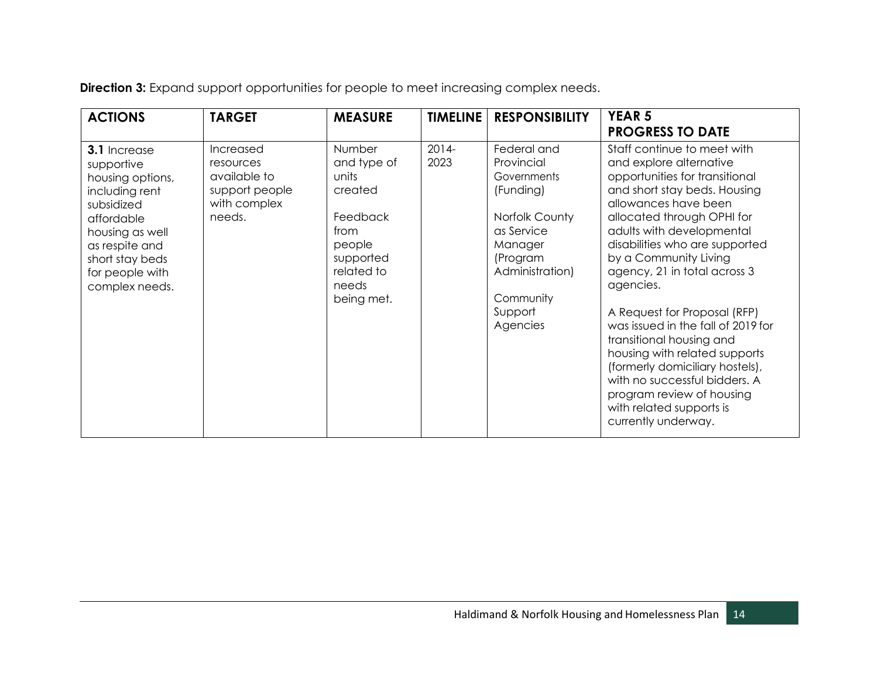**Direction 3:** Expand support opportunities for people to meet increasing complex needs.

| ACTIONS | TARGET | MEASURE | TIMELINE | RESPONSIBILITY | YEAR 5 PROGRESS TO DATE |
|---|---|---|---|---|---|
| **3.1** Increase supportive housing options, including rent subsidized affordable housing as well as respite and short stay beds for people with complex needs. | Increased resources available to support people with complex needs. | Number and type of units created<br><br>Feedback from people supported related to needs being met. | 2014-2023 | Federal and Provincial Governments (Funding)<br><br>Norfolk County as Service Manager (Program Administration)<br><br>Community Support Agencies | Staff continue to meet with and explore alternative opportunities for transitional and short stay beds. Housing allowances have been allocated through OPHI for adults with developmental disabilities who are supported by a Community Living agency, 21 in total across 3 agencies.<br><br>A Request for Proposal (RFP) was issued in the fall of 2019 for transitional housing and housing with related supports (formerly domiciliary hostels), with no successful bidders. A program review of housing with related supports is currently underway. |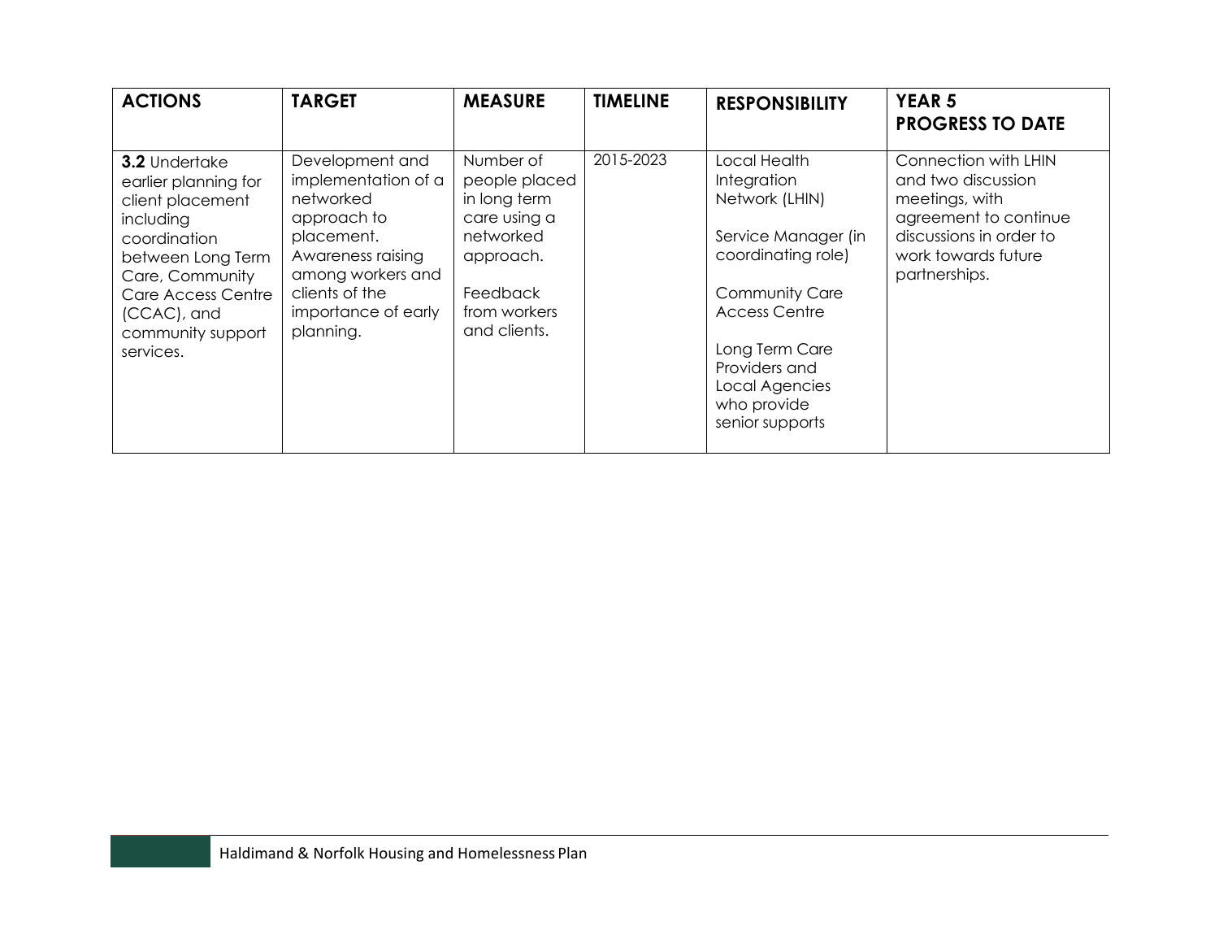| ACTIONS | TARGET | MEASURE | TIMELINE | RESPONSIBILITY | YEAR 5 PROGRESS TO DATE |
|---|---|---|---|---|---|
| **3.2** Undertake earlier planning for client placement including coordination between Long Term Care, Community Care Access Centre (CCAC), and community support services. | Development and implementation of a networked approach to placement. Awareness raising among workers and clients of the importance of early planning. | Number of people placed in long term care using a networked approach.<br><br>Feedback from workers and clients. | 2015-2023 | Local Health Integration Network (LHIN)<br><br>Service Manager (in coordinating role)<br><br>Community Care Access Centre<br><br>Long Term Care Providers and Local Agencies who provide senior supports | Connection with LHIN and two discussion meetings, with agreement to continue discussions in order to work towards future partnerships. |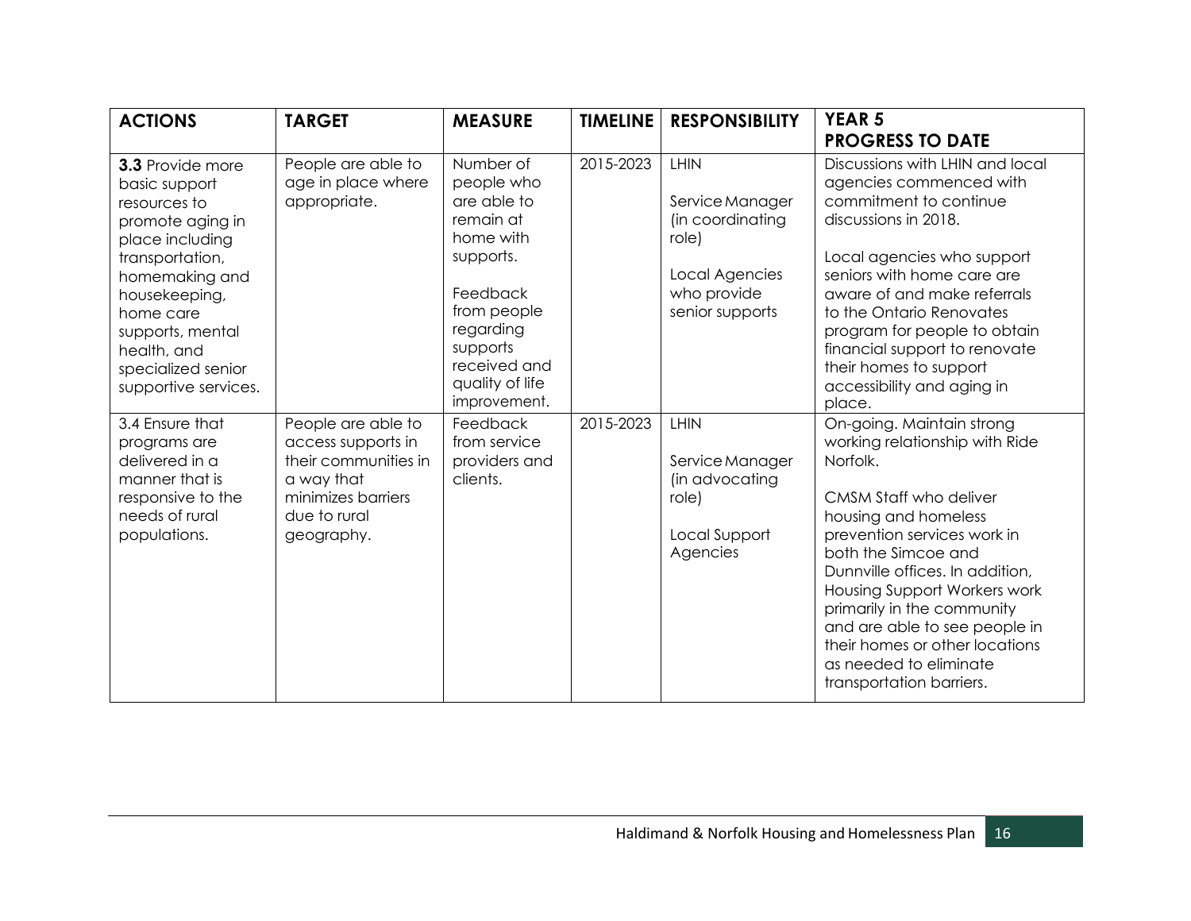| ACTIONS | TARGET | MEASURE | TIMELINE | RESPONSIBILITY | YEAR 5 PROGRESS TO DATE |
|---|---|---|---|---|---|
| **3.3** Provide more basic support resources to promote aging in place including transportation, homemaking and housekeeping, home care supports, mental health, and specialized senior supportive services. | People are able to age in place where appropriate. | Number of people who are able to remain at home with supports.<br><br>Feedback from people regarding supports received and quality of life improvement. | 2015-2023 | LHIN<br><br>Service Manager (in coordinating role)<br><br>Local Agencies who provide senior supports | Discussions with LHIN and local agencies commenced with commitment to continue discussions in 2018.<br><br>Local agencies who support seniors with home care are aware of and make referrals to the Ontario Renovates program for people to obtain financial support to renovate their homes to support accessibility and aging in place. |
| 3.4 Ensure that programs are delivered in a manner that is responsive to the needs of rural populations. | People are able to access supports in their communities in a way that minimizes barriers due to rural geography. | Feedback from service providers and clients. | 2015-2023 | LHIN<br><br>Service Manager (in advocating role)<br><br>Local Support Agencies | On-going. Maintain strong working relationship with Ride Norfolk.<br><br>CMSM Staff who deliver housing and homeless prevention services work in both the Simcoe and Dunnville offices. In addition, Housing Support Workers work primarily in the community and are able to see people in their homes or other locations as needed to eliminate transportation barriers. |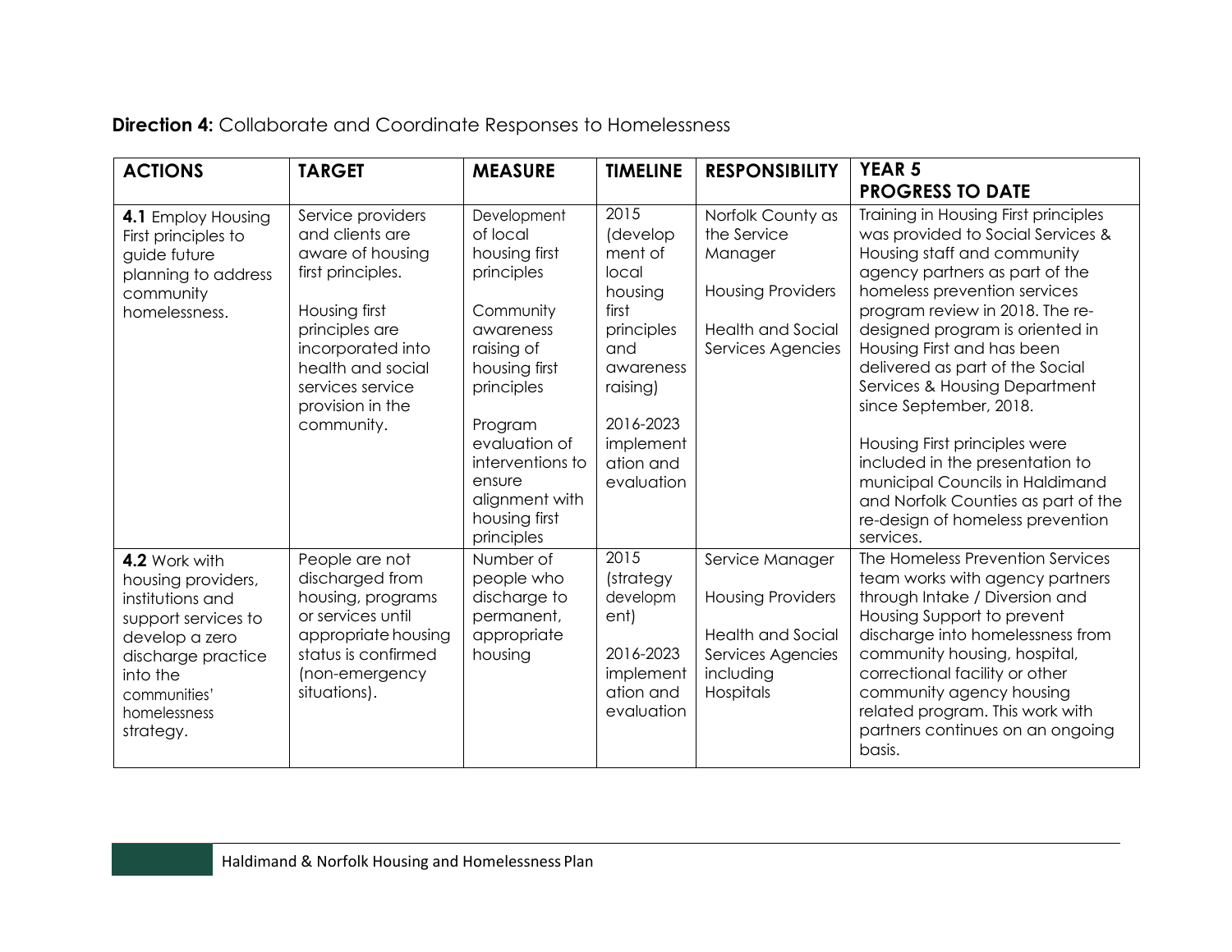**Direction 4:** Collaborate and Coordinate Responses to Homelessness

| ACTIONS | TARGET | MEASURE | TIMELINE | RESPONSIBILITY | YEAR 5 PROGRESS TO DATE |
|---|---|---|---|---|---|
| **4.1** Employ Housing First principles to guide future planning to address community homelessness. | Service providers and clients are aware of housing first principles.<br><br>Housing first principles are incorporated into health and social services service provision in the community. | Development of local housing first principles<br><br>Community awareness raising of housing first principles<br><br>Program evaluation of interventions to ensure alignment with housing first principles | 2015 (development of local housing first principles and awareness raising)<br><br>2016-2023 implementation and evaluation | Norfolk County as the Service Manager<br><br>Housing Providers<br><br>Health and Social Services Agencies | Training in Housing First principles was provided to Social Services & Housing staff and community agency partners as part of the homeless prevention services program review in 2018. The re-designed program is oriented in Housing First and has been delivered as part of the Social Services & Housing Department since September, 2018.<br><br>Housing First principles were included in the presentation to municipal Councils in Haldimand and Norfolk Counties as part of the re-design of homeless prevention services. |
| **4.2** Work with housing providers, institutions and support services to develop a zero discharge practice into the communities' homelessness strategy. | People are not discharged from housing, programs or services until appropriate housing status is confirmed (non-emergency situations). | Number of people who discharge to permanent, appropriate housing | 2015 (strategy development)<br><br>2016-2023 implementation and evaluation | Service Manager<br><br>Housing Providers<br><br>Health and Social Services Agencies including Hospitals | The Homeless Prevention Services team works with agency partners through Intake / Diversion and Housing Support to prevent discharge into homelessness from community housing, hospital, correctional facility or other community agency housing related program. This work with partners continues on an ongoing basis. |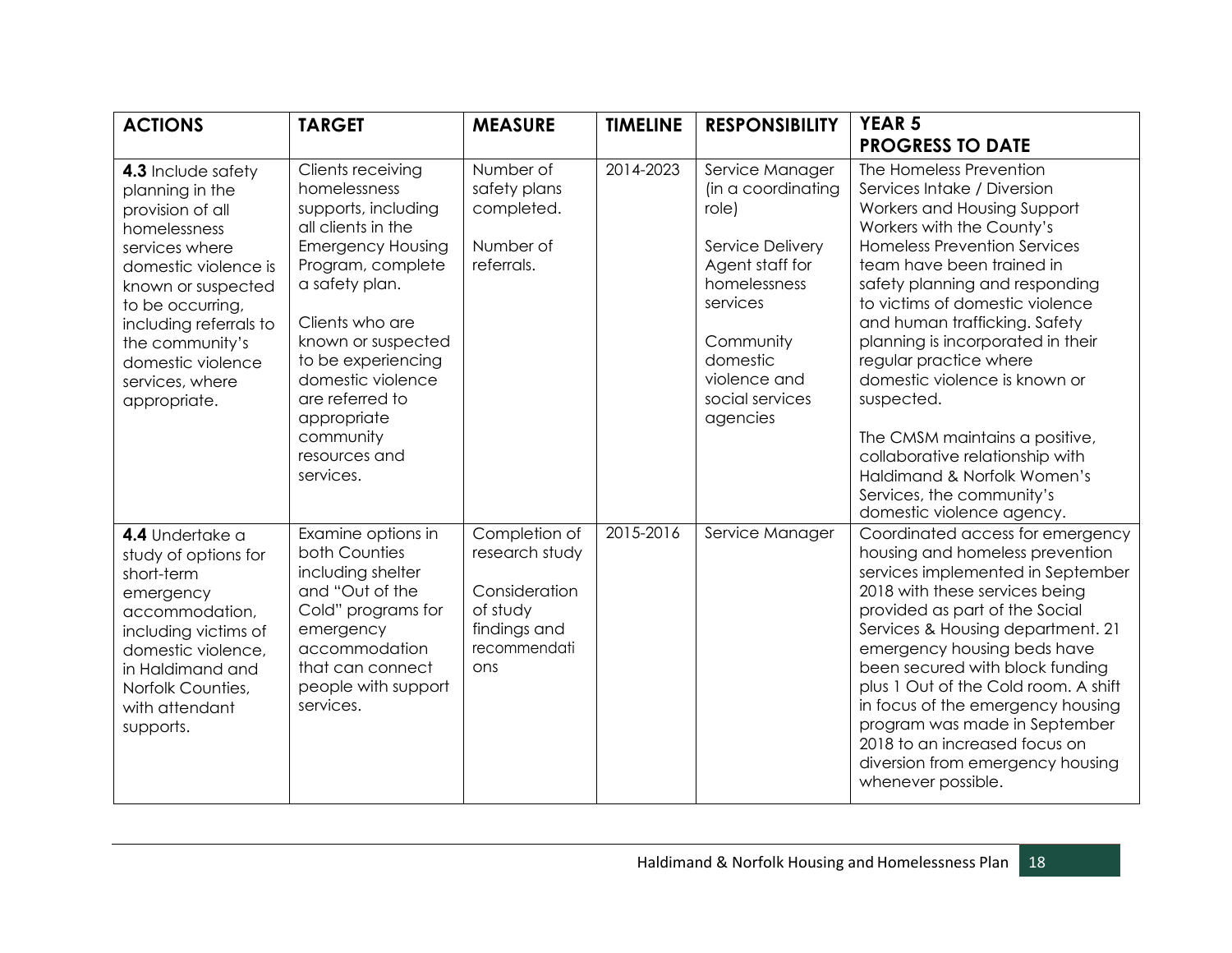| ACTIONS | TARGET | MEASURE | TIMELINE | RESPONSIBILITY | YEAR 5 PROGRESS TO DATE |
|---|---|---|---|---|---|
| **4.3** Include safety planning in the provision of all homelessness services where domestic violence is known or suspected to be occurring, including referrals to the community's domestic violence services, where appropriate. | Clients receiving homelessness supports, including all clients in the Emergency Housing Program, complete a safety plan.<br><br>Clients who are known or suspected to be experiencing domestic violence are referred to appropriate community resources and services. | Number of safety plans completed.<br><br>Number of referrals. | 2014-2023 | Service Manager (in a coordinating role)<br><br>Service Delivery Agent staff for homelessness services<br><br>Community domestic violence and social services agencies | The Homeless Prevention Services Intake / Diversion Workers and Housing Support Workers with the County's Homeless Prevention Services team have been trained in safety planning and responding to victims of domestic violence and human trafficking. Safety planning is incorporated in their regular practice where domestic violence is known or suspected.<br><br>The CMSM maintains a positive, collaborative relationship with Haldimand & Norfolk Women's Services, the community's domestic violence agency. |
| **4.4** Undertake a study of options for short-term emergency accommodation, including victims of domestic violence, in Haldimand and Norfolk Counties, with attendant supports. | Examine options in both Counties including shelter and "Out of the Cold" programs for emergency accommodation that can connect people with support services. | Completion of research study<br><br>Consideration of study findings and recommendations | 2015-2016 | Service Manager | Coordinated access for emergency housing and homeless prevention services implemented in September 2018 with these services being provided as part of the Social Services & Housing department. 21 emergency housing beds have been secured with block funding plus 1 Out of the Cold room. A shift in focus of the emergency housing program was made in September 2018 to an increased focus on diversion from emergency housing whenever possible. |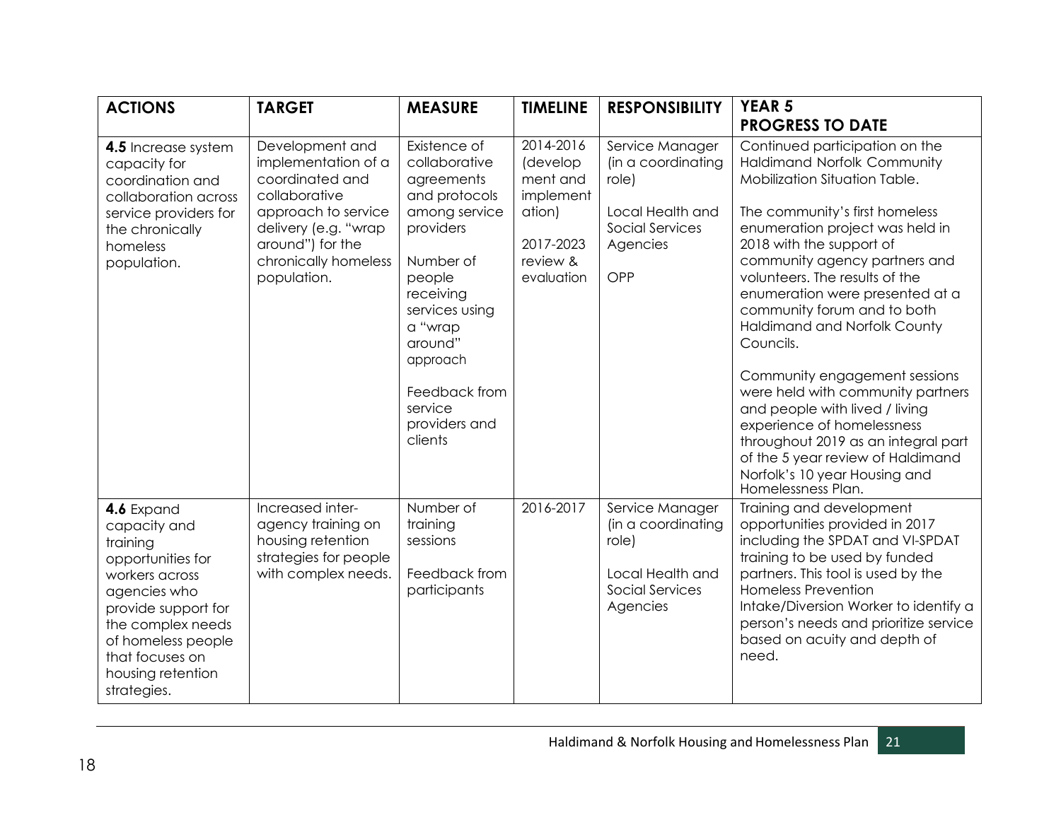| ACTIONS | TARGET | MEASURE | TIMELINE | RESPONSIBILITY | YEAR 5 PROGRESS TO DATE |
|---|---|---|---|---|---|
| **4.5** Increase system capacity for coordination and collaboration across service providers for the chronically homeless population. | Development and implementation of a coordinated and collaborative approach to service delivery (e.g. "wrap around") for the chronically homeless population. | Existence of collaborative agreements and protocols among service providers<br><br>Number of people receiving services using a "wrap around" approach<br><br>Feedback from service providers and clients | 2014-2016 (development and implementation)<br><br>2017-2023 review & evaluation | Service Manager (in a coordinating role)<br><br>Local Health and Social Services Agencies<br><br>OPP | Continued participation on the Haldimand Norfolk Community Mobilization Situation Table.<br><br>The community's first homeless enumeration project was held in 2018 with the support of community agency partners and volunteers. The results of the enumeration were presented at a community forum and to both Haldimand and Norfolk County Councils.<br><br>Community engagement sessions were held with community partners and people with lived / living experience of homelessness throughout 2019 as an integral part of the 5 year review of Haldimand Norfolk's 10 year Housing and Homelessness Plan. |
| **4.6** Expand capacity and training opportunities for workers across agencies who provide support for the complex needs of homeless people that focuses on housing retention strategies. | Increased inter-agency training on housing retention strategies for people with complex needs. | Number of training sessions<br><br>Feedback from participants | 2016-2017 | Service Manager (in a coordinating role)<br><br>Local Health and Social Services Agencies | Training and development opportunities provided in 2017 including the SPDAT and VI-SPDAT training to be used by funded partners. This tool is used by the Homeless Prevention Intake/Diversion Worker to identify a person's needs and prioritize service based on acuity and depth of need. |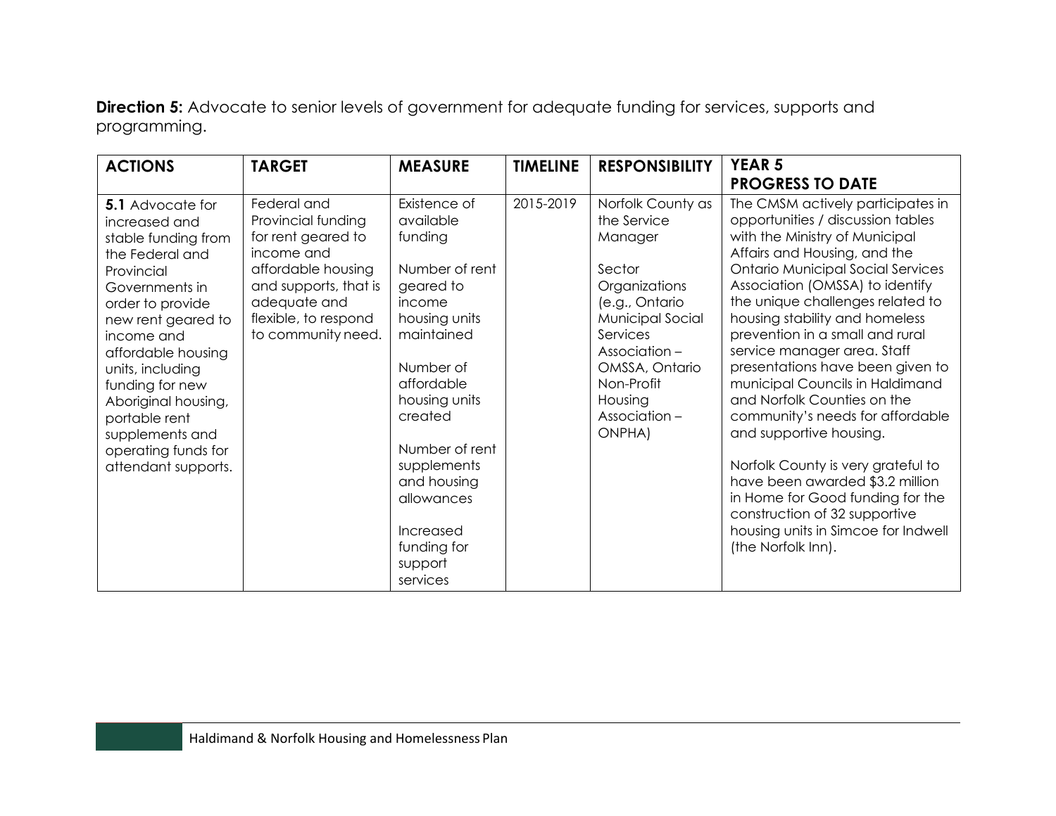**Direction 5:** Advocate to senior levels of government for adequate funding for services, supports and programming.

| ACTIONS | TARGET | MEASURE | TIMELINE | RESPONSIBILITY | YEAR 5 PROGRESS TO DATE |
|---|---|---|---|---|---|
| **5.1** Advocate for increased and stable funding from the Federal and Provincial Governments in order to provide new rent geared to income and affordable housing units, including funding for new Aboriginal housing, portable rent supplements and operating funds for attendant supports. | Federal and Provincial funding for rent geared to income and affordable housing and supports, that is adequate and flexible, to respond to community need. | Existence of available funding<br><br>Number of rent geared to income housing units maintained<br><br>Number of affordable housing units created<br><br>Number of rent supplements and housing allowances<br><br>Increased funding for support services | 2015-2019 | Norfolk County as the Service Manager<br><br>Sector Organizations (e.g., Ontario Municipal Social Services Association – OMSSA, Ontario Non-Profit Housing Association – ONPHA) | The CMSM actively participates in opportunities / discussion tables with the Ministry of Municipal Affairs and Housing, and the Ontario Municipal Social Services Association (OMSSA) to identify the unique challenges related to housing stability and homeless prevention in a small and rural service manager area. Staff presentations have been given to municipal Councils in Haldimand and Norfolk Counties on the community's needs for affordable and supportive housing.<br><br>Norfolk County is very grateful to have been awarded $3.2 million in Home for Good funding for the construction of 32 supportive housing units in Simcoe for Indwell (the Norfolk Inn). |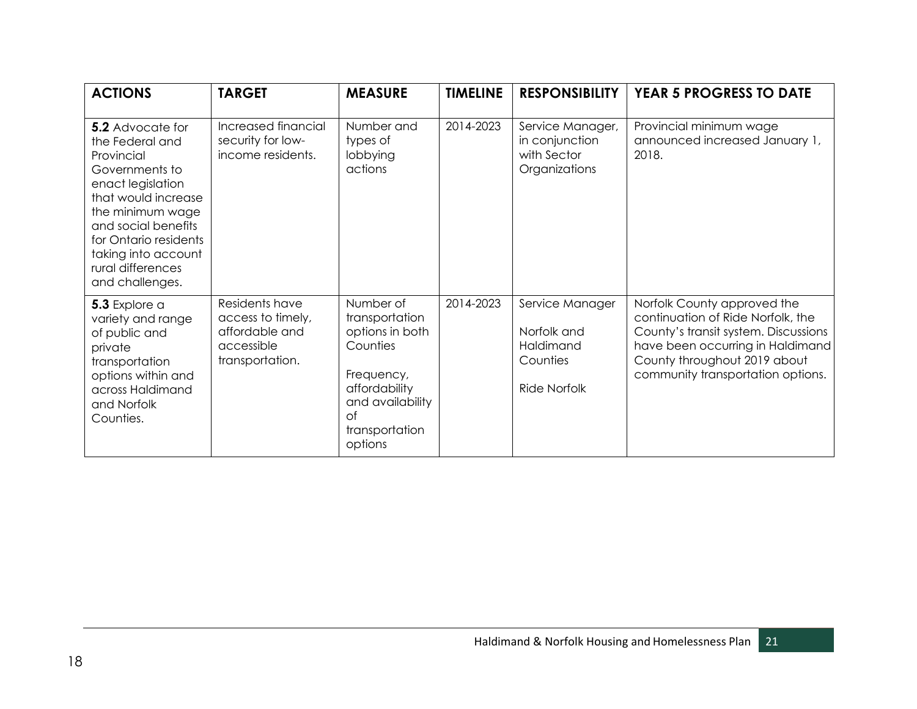| ACTIONS | TARGET | MEASURE | TIMELINE | RESPONSIBILITY | YEAR 5 PROGRESS TO DATE |
|---|---|---|---|---|---|
| **5.2** Advocate for the Federal and Provincial Governments to enact legislation that would increase the minimum wage and social benefits for Ontario residents taking into account rural differences and challenges. | Increased financial security for low-income residents. | Number and types of lobbying actions | 2014-2023 | Service Manager, in conjunction with Sector Organizations | Provincial minimum wage announced increased January 1, 2018. |
| **5.3** Explore a variety and range of public and private transportation options within and across Haldimand and Norfolk Counties. | Residents have access to timely, affordable and accessible transportation. | Number of transportation options in both Counties<br><br>Frequency, affordability and availability of transportation options | 2014-2023 | Service Manager<br><br>Norfolk and Haldimand Counties<br><br>Ride Norfolk | Norfolk County approved the continuation of Ride Norfolk, the County's transit system. Discussions have been occurring in Haldimand County throughout 2019 about community transportation options. |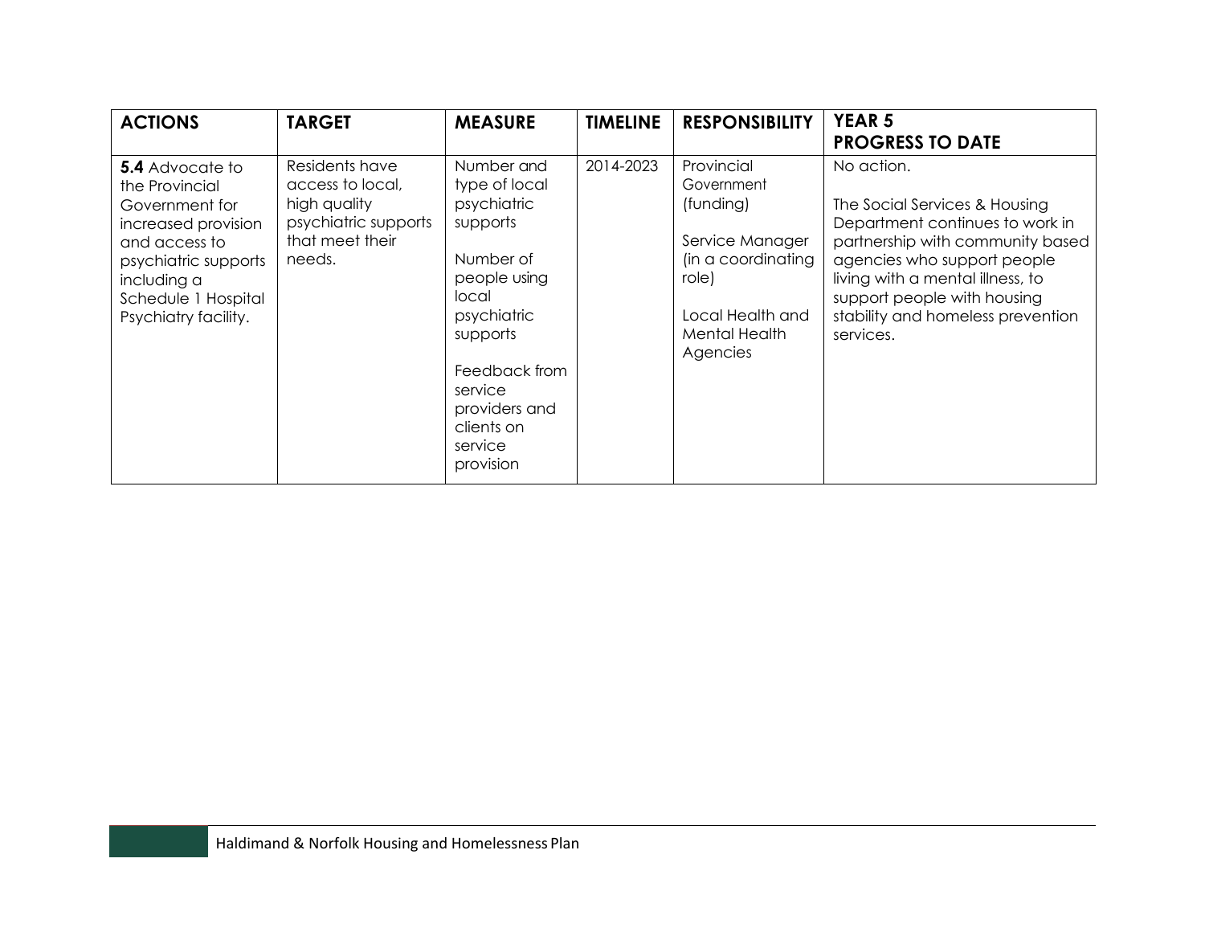| ACTIONS | TARGET | MEASURE | TIMELINE | RESPONSIBILITY | YEAR 5 PROGRESS TO DATE |
|---|---|---|---|---|---|
| **5.4** Advocate to the Provincial Government for increased provision and access to psychiatric supports including a Schedule 1 Hospital Psychiatry facility. | Residents have access to local, high quality psychiatric supports that meet their needs. | Number and type of local psychiatric supports<br><br>Number of people using local psychiatric supports<br><br>Feedback from service providers and clients on service provision | 2014-2023 | Provincial Government (funding)<br><br>Service Manager (in a coordinating role)<br><br>Local Health and Mental Health Agencies | No action.<br><br>The Social Services & Housing Department continues to work in partnership with community based agencies who support people living with a mental illness, to support people with housing stability and homeless prevention services. |